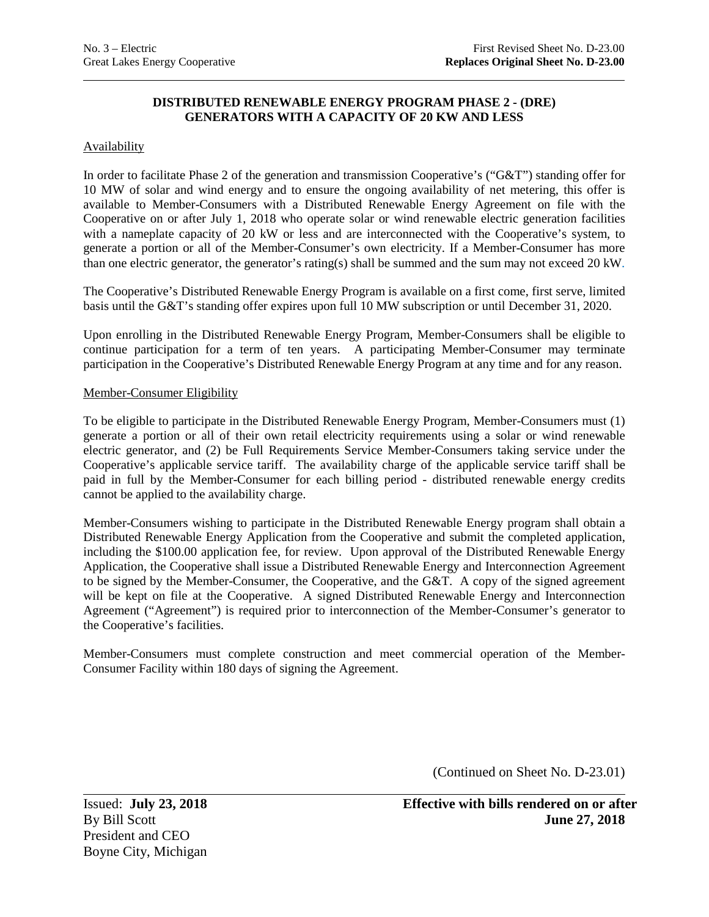# DISTRIBUTED RENEWABLE ENERGY PROGRAM PHASE 2 - (DRE)
## GENERATORS WITH A CAPACITY OF 20 KW AND LESS

### Availability

In order to facilitate Phase 2 of the generation and transmission Cooperative's ("G&T") standing offer for 10 MW of solar and wind energy and to ensure the ongoing availability of net metering, this offer is available to Member-Consumers with a Distributed Renewable Energy Agreement on file with the Cooperative on or after July 1, 2018 who operate solar or wind renewable electric generation facilities with a nameplate capacity of 20 kW or less and are interconnected with the Cooperative's system, to generate a portion or all of the Member-Consumer's own electricity. If a Member-Consumer has more than one electric generator, the generator's rating(s) shall be summed and the sum may not exceed 20 kW.

The Cooperative's Distributed Renewable Energy Program is available on a first come, first serve, limited basis until the G&T's standing offer expires upon full 10 MW subscription or until December 31, 2020.

Upon enrolling in the Distributed Renewable Energy Program, Member-Consumers shall be eligible to continue participation for a term of ten years. A participating Member-Consumer may terminate participation in the Cooperative's Distributed Renewable Energy Program at any time and for any reason.

### Member-Consumer Eligibility

To be eligible to participate in the Distributed Renewable Energy Program, Member-Consumers must (1) generate a portion or all of their own retail electricity requirements using a solar or wind renewable electric generator, and (2) be Full Requirements Service Member-Consumers taking service under the Cooperative's applicable service tariff. The availability charge of the applicable service tariff shall be paid in full by the Member-Consumer for each billing period - distributed renewable energy credits cannot be applied to the availability charge.

Member-Consumers wishing to participate in the Distributed Renewable Energy program shall obtain a Distributed Renewable Energy Application from the Cooperative and submit the completed application, including the $100.00 application fee, for review. Upon approval of the Distributed Renewable Energy Application, the Cooperative shall issue a Distributed Renewable Energy and Interconnection Agreement to be signed by the Member-Consumer, the Cooperative, and the G&T. A copy of the signed agreement will be kept on file at the Cooperative. A signed Distributed Renewable Energy and Interconnection Agreement ("Agreement") is required prior to interconnection of the Member-Consumer's generator to the Cooperative's facilities.

Member-Consumers must complete construction and meet commercial operation of the Member-Consumer Facility within 180 days of signing the Agreement.

(Continued on Sheet No. D-23.01)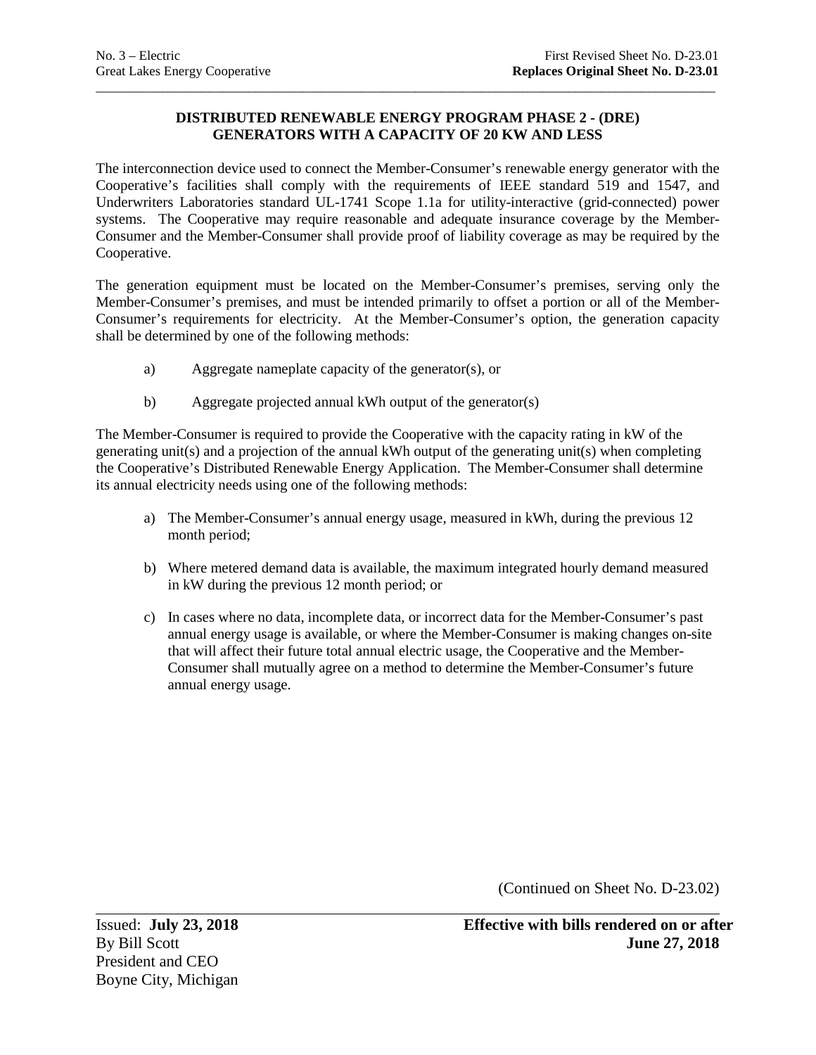## DISTRIBUTED RENEWABLE ENERGY PROGRAM PHASE 2 - (DRE) GENERATORS WITH A CAPACITY OF 20 KW AND LESS

The interconnection device used to connect the Member-Consumer's renewable energy generator with the Cooperative's facilities shall comply with the requirements of IEEE standard 519 and 1547, and Underwriters Laboratories standard UL-1741 Scope 1.1a for utility-interactive (grid-connected) power systems. The Cooperative may require reasonable and adequate insurance coverage by the Member-Consumer and the Member-Consumer shall provide proof of liability coverage as may be required by the Cooperative.

The generation equipment must be located on the Member-Consumer's premises, serving only the Member-Consumer's premises, and must be intended primarily to offset a portion or all of the Member-Consumer's requirements for electricity. At the Member-Consumer's option, the generation capacity shall be determined by one of the following methods:

a) Aggregate nameplate capacity of the generator(s), or

b) Aggregate projected annual kWh output of the generator(s)

The Member-Consumer is required to provide the Cooperative with the capacity rating in kW of the generating unit(s) and a projection of the annual kWh output of the generating unit(s) when completing the Cooperative's Distributed Renewable Energy Application. The Member-Consumer shall determine its annual electricity needs using one of the following methods:

a) The Member-Consumer's annual energy usage, measured in kWh, during the previous 12 month period;

b) Where metered demand data is available, the maximum integrated hourly demand measured in kW during the previous 12 month period; or

c) In cases where no data, incomplete data, or incorrect data for the Member-Consumer's past annual energy usage is available, or where the Member-Consumer is making changes on-site that will affect their future total annual electric usage, the Cooperative and the Member-Consumer shall mutually agree on a method to determine the Member-Consumer's future annual energy usage.

(Continued on Sheet No. D-23.02)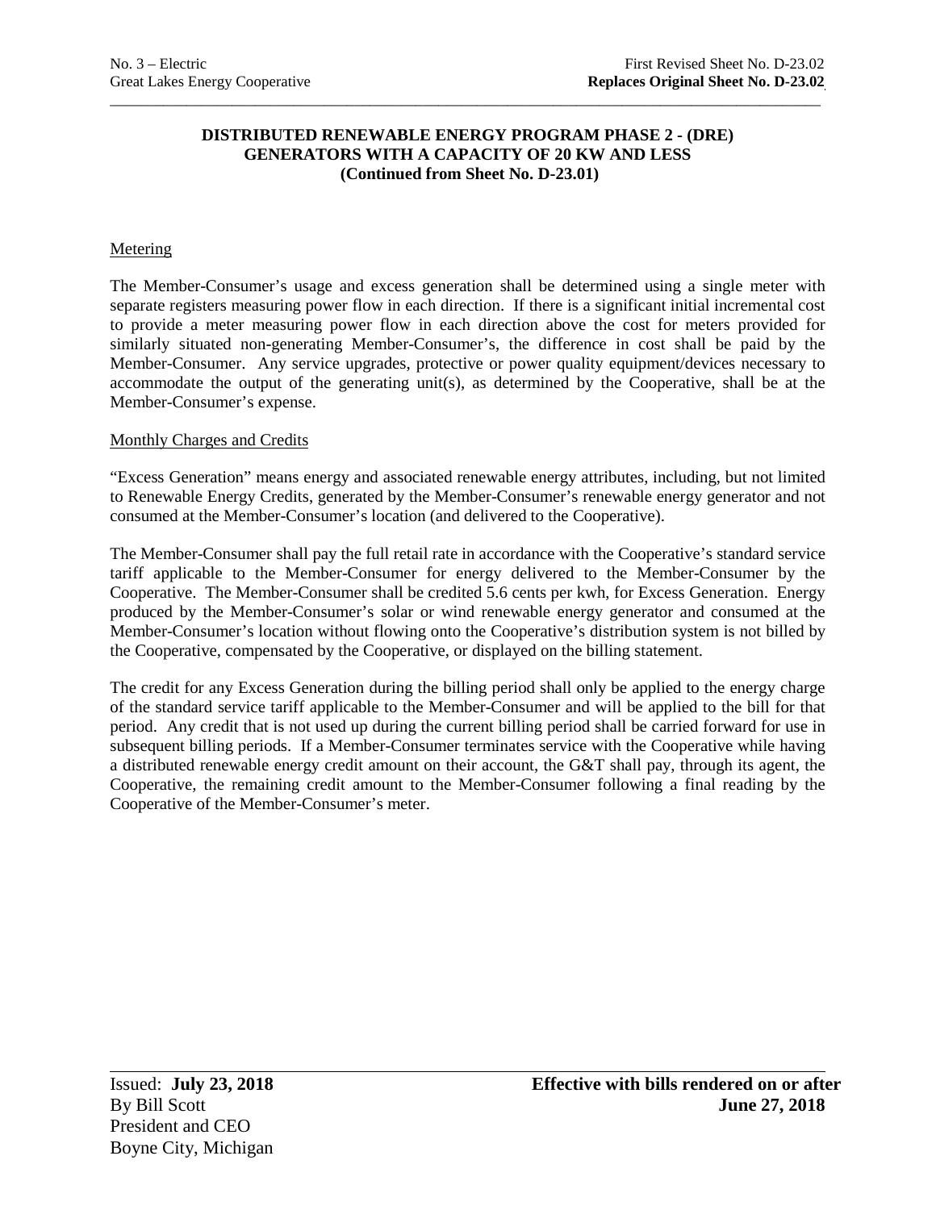**DISTRIBUTED RENEWABLE ENERGY PROGRAM PHASE 2 - (DRE)**
**GENERATORS WITH A CAPACITY OF 20 KW AND LESS**
**(Continued from Sheet No. D-23.01)**

Metering

The Member-Consumer's usage and excess generation shall be determined using a single meter with separate registers measuring power flow in each direction. If there is a significant initial incremental cost to provide a meter measuring power flow in each direction above the cost for meters provided for similarly situated non-generating Member-Consumer's, the difference in cost shall be paid by the Member-Consumer. Any service upgrades, protective or power quality equipment/devices necessary to accommodate the output of the generating unit(s), as determined by the Cooperative, shall be at the Member-Consumer's expense.

Monthly Charges and Credits

"Excess Generation" means energy and associated renewable energy attributes, including, but not limited to Renewable Energy Credits, generated by the Member-Consumer's renewable energy generator and not consumed at the Member-Consumer's location (and delivered to the Cooperative).

The Member-Consumer shall pay the full retail rate in accordance with the Cooperative's standard service tariff applicable to the Member-Consumer for energy delivered to the Member-Consumer by the Cooperative. The Member-Consumer shall be credited 5.6 cents per kwh, for Excess Generation. Energy produced by the Member-Consumer's solar or wind renewable energy generator and consumed at the Member-Consumer's location without flowing onto the Cooperative's distribution system is not billed by the Cooperative, compensated by the Cooperative, or displayed on the billing statement.

The credit for any Excess Generation during the billing period shall only be applied to the energy charge of the standard service tariff applicable to the Member-Consumer and will be applied to the bill for that period. Any credit that is not used up during the current billing period shall be carried forward for use in subsequent billing periods. If a Member-Consumer terminates service with the Cooperative while having a distributed renewable energy credit amount on their account, the G&T shall pay, through its agent, the Cooperative, the remaining credit amount to the Member-Consumer following a final reading by the Cooperative of the Member-Consumer's meter.

Issued: **July 23, 2018**
By Bill Scott
President and CEO
Boyne City, Michigan

**Effective with bills rendered on or after**
**June 27, 2018**